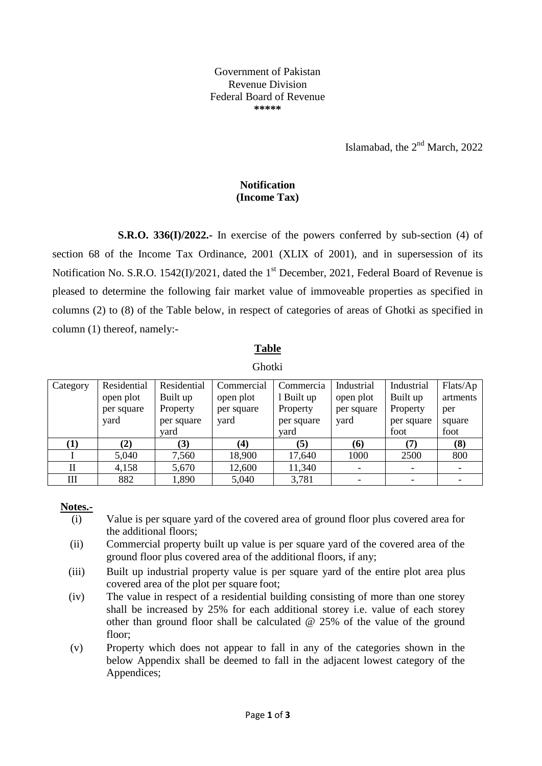Government of Pakistan
Revenue Division
Federal Board of Revenue
*****

Islamabad, the 2nd March, 2022

**Notification**
**(Income Tax)**

**S.R.O. 336(I)/2022.-** In exercise of the powers conferred by sub-section (4) of section 68 of the Income Tax Ordinance, 2001 (XLIX of 2001), and in supersession of its Notification No. S.R.O. 1542(I)/2021, dated the 1st December, 2021, Federal Board of Revenue is pleased to determine the following fair market value of immoveable properties as specified in columns (2) to (8) of the Table below, in respect of categories of areas of Ghotki as specified in column (1) thereof, namely:-

**Table**

Ghotki

| Category | Residential open plot per square yard | Residential Built up Property per square yard | Commercial open plot per square yard | Commercial Built up Property per square yard | Industrial open plot per square yard | Industrial Built up Property per square foot | Flats/Apartments per square foot |
|---|---|---|---|---|---|---|---|
| **(1)** | **(2)** | **(3)** | **(4)** | **(5)** | **(6)** | **(7)** | **(8)** |
| I | 5,040 | 7,560 | 18,900 | 17,640 | 1000 | 2500 | 800 |
| II | 4,158 | 5,670 | 12,600 | 11,340 | - | - | - |
| III | 882 | 1,890 | 5,040 | 3,781 | - | - | - |

**Notes.-**

(i) Value is per square yard of the covered area of ground floor plus covered area for the additional floors;

(ii) Commercial property built up value is per square yard of the covered area of the ground floor plus covered area of the additional floors, if any;

(iii) Built up industrial property value is per square yard of the entire plot area plus covered area of the plot per square foot;

(iv) The value in respect of a residential building consisting of more than one storey shall be increased by 25% for each additional storey i.e. value of each storey other than ground floor shall be calculated @ 25% of the value of the ground floor;

(v) Property which does not appear to fall in any of the categories shown in the below Appendix shall be deemed to fall in the adjacent lowest category of the Appendices;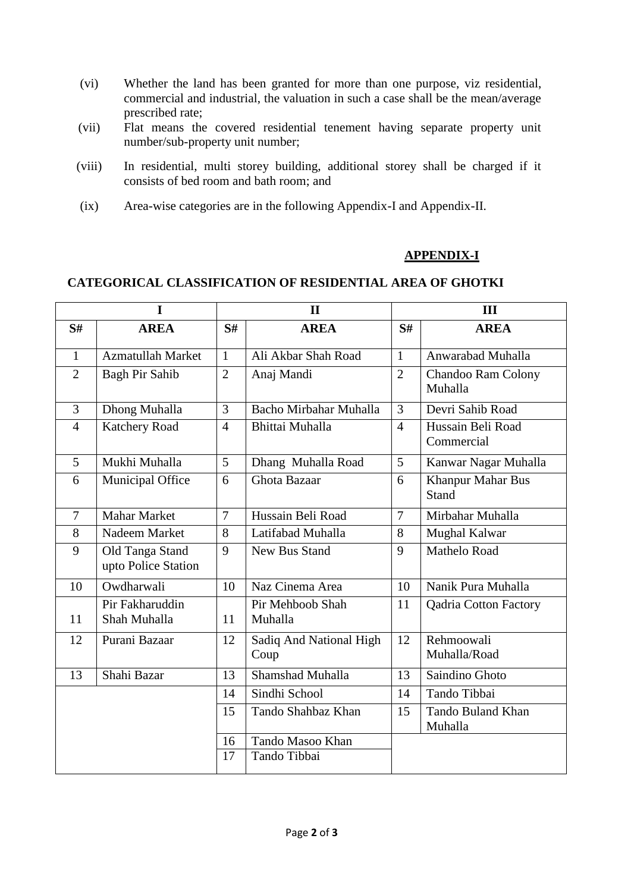(vi) Whether the land has been granted for more than one purpose, viz residential, commercial and industrial, the valuation in such a case shall be the mean/average prescribed rate;

(vii) Flat means the covered residential tenement having separate property unit number/sub-property unit number;

(viii) In residential, multi storey building, additional storey shall be charged if it consists of bed room and bath room; and

(ix) Area-wise categories are in the following Appendix-I and Appendix-II.

**APPENDIX-I**

**CATEGORICAL CLASSIFICATION OF RESIDENTIAL AREA OF GHOTKI**

| I | | II | | III | |
|---|---|---|---|---|---|
| **S#** | **AREA** | **S#** | **AREA** | **S#** | **AREA** |
| 1 | Azmatullah Market | 1 | Ali Akbar Shah Road | 1 | Anwarabad Muhalla |
| 2 | Bagh Pir Sahib | 2 | Anaj Mandi | 2 | Chandoo Ram Colony Muhalla |
| 3 | Dhong Muhalla | 3 | Bacho Mirbahar Muhalla | 3 | Devri Sahib Road |
| 4 | Katchery Road | 4 | Bhittai Muhalla | 4 | Hussain Beli Road Commercial |
| 5 | Mukhi Muhalla | 5 | Dhang Muhalla Road | 5 | Kanwar Nagar Muhalla |
| 6 | Municipal Office | 6 | Ghota Bazaar | 6 | Khanpur Mahar Bus Stand |
| 7 | Mahar Market | 7 | Hussain Beli Road | 7 | Mirbahar Muhalla |
| 8 | Nadeem Market | 8 | Latifabad Muhalla | 8 | Mughal Kalwar |
| 9 | Old Tanga Stand upto Police Station | 9 | New Bus Stand | 9 | Mathelo Road |
| 10 | Owdharwali | 10 | Naz Cinema Area | 10 | Nanik Pura Muhalla |
| 11 | Pir Fakharuddin Shah Muhalla | 11 | Pir Mehboob Shah Muhalla | 11 | Qadria Cotton Factory |
| 12 | Purani Bazaar | 12 | Sadiq And National High Coup | 12 | Rehmoowali Muhalla/Road |
| 13 | Shahi Bazar | 13 | Shamshad Muhalla | 13 | Saindino Ghoto |
| | | 14 | Sindhi School | 14 | Tando Tibbai |
| | | 15 | Tando Shahbaz Khan | 15 | Tando Buland Khan Muhalla |
| | | 16 | Tando Masoo Khan | | |
| | | 17 | Tando Tibbai | | |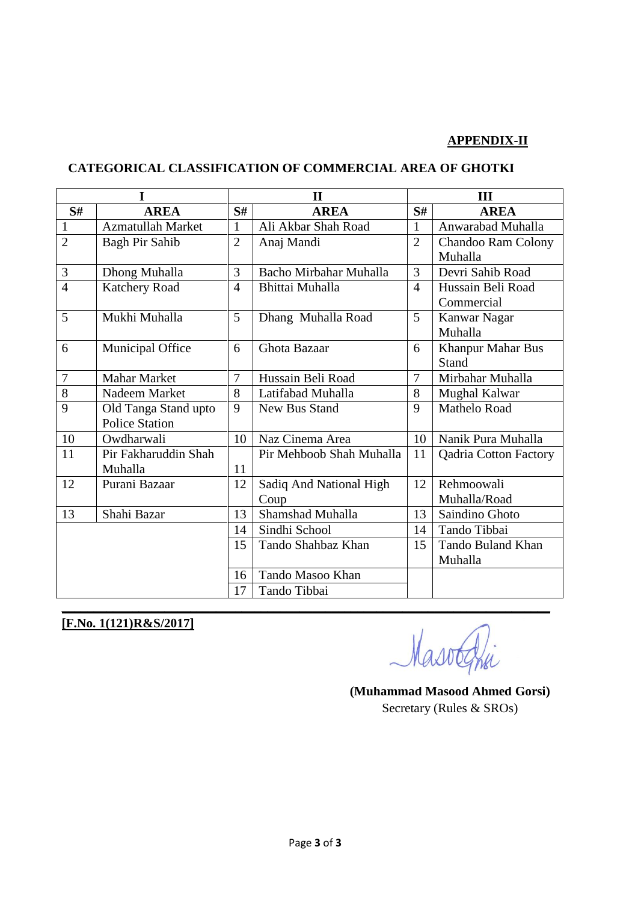**APPENDIX-II**

**CATEGORICAL CLASSIFICATION OF COMMERCIAL AREA OF GHOTKI**

| I | | II | | III | |
|---|---|---|---|---|---|
| **S#** | **AREA** | **S#** | **AREA** | **S#** | **AREA** |
| 1 | Azmatullah Market | 1 | Ali Akbar Shah Road | 1 | Anwarabad Muhalla |
| 2 | Bagh Pir Sahib | 2 | Anaj Mandi | 2 | Chandoo Ram Colony Muhalla |
| 3 | Dhong Muhalla | 3 | Bacho Mirbahar Muhalla | 3 | Devri Sahib Road |
| 4 | Katchery Road | 4 | Bhittai Muhalla | 4 | Hussain Beli Road Commercial |
| 5 | Mukhi Muhalla | 5 | Dhang Muhalla Road | 5 | Kanwar Nagar Muhalla |
| 6 | Municipal Office | 6 | Ghota Bazaar | 6 | Khanpur Mahar Bus Stand |
| 7 | Mahar Market | 7 | Hussain Beli Road | 7 | Mirbahar Muhalla |
| 8 | Nadeem Market | 8 | Latifabad Muhalla | 8 | Mughal Kalwar |
| 9 | Old Tanga Stand upto Police Station | 9 | New Bus Stand | 9 | Mathelo Road |
| 10 | Owdharwali | 10 | Naz Cinema Area | 10 | Nanik Pura Muhalla |
| 11 | Pir Fakharuddin Shah Muhalla | 11 | Pir Mehboob Shah Muhalla | 11 | Qadria Cotton Factory |
| 12 | Purani Bazaar | 12 | Sadiq And National High Coup | 12 | Rehmoowali Muhalla/Road |
| 13 | Shahi Bazar | 13 | Shamshad Muhalla | 13 | Saindino Ghoto |
| | | 14 | Sindhi School | 14 | Tando Tibbai |
| | | 15 | Tando Shahbaz Khan | 15 | Tando Buland Khan Muhalla |
| | | 16 | Tando Masoo Khan | | |
| | | 17 | Tando Tibbai | | |

**[F.No. 1(121)R&S/2017]**

**(Muhammad Masood Ahmed Gorsi)**
Secretary (Rules & SROs)